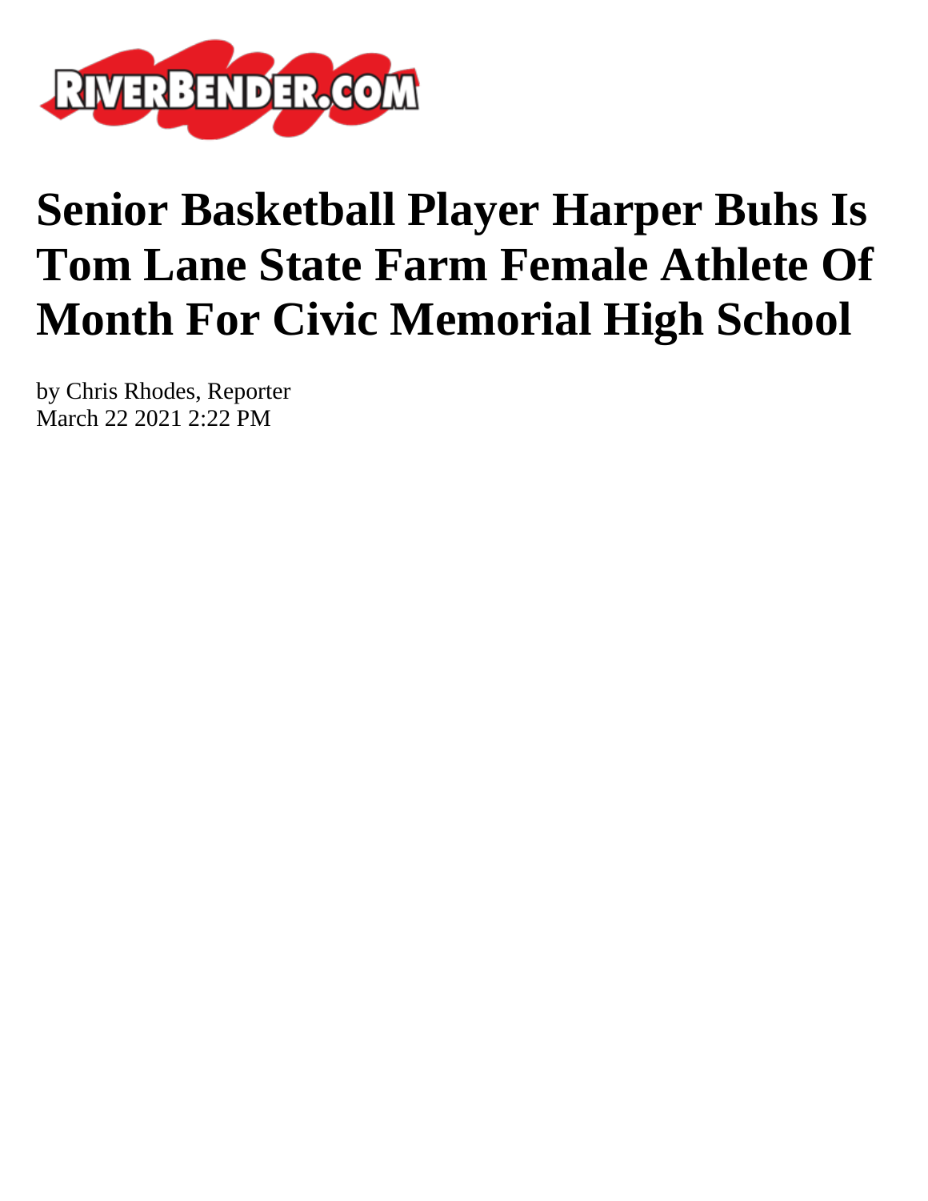# Senior Basketball Player Harper Buhs Is Tom Lane State Farm Female Athlete Of Month For Civic Memorial High School

by Chris Rhodes, Reporter
March 22 2021 2:22 PM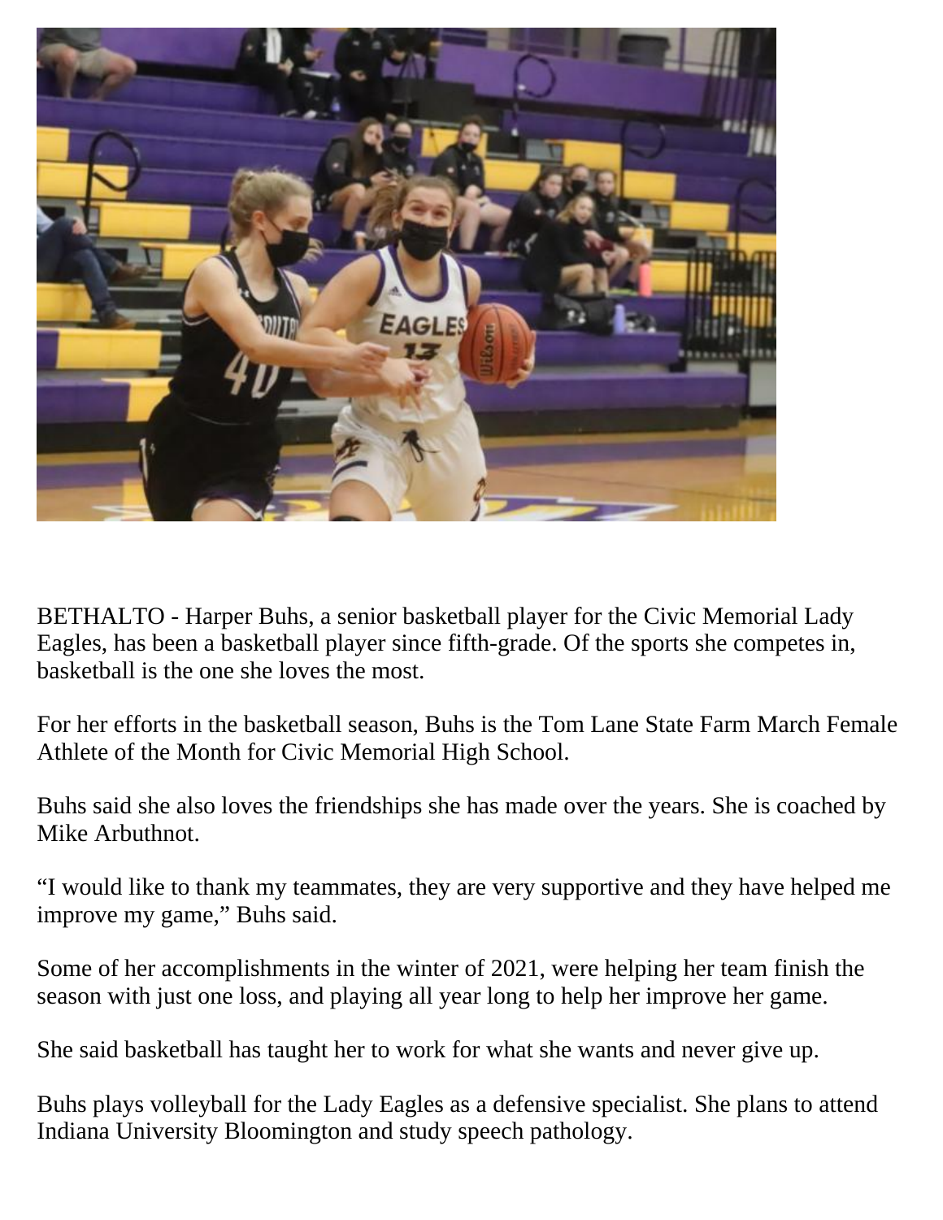BETHALTO - Harper Buhs, a senior basketball player for the Civic Memorial Lady Eagles, has been a basketball player since fifth-grade. Of the sports she competes in, basketball is the one she loves the most.

For her efforts in the basketball season, Buhs is the Tom Lane State Farm March Female Athlete of the Month for Civic Memorial High School.

Buhs said she also loves the friendships she has made over the years. She is coached by Mike Arbuthnot.

“I would like to thank my teammates, they are very supportive and they have helped me improve my game,” Buhs said.

Some of her accomplishments in the winter of 2021, were helping her team finish the season with just one loss, and playing all year long to help her improve her game.

She said basketball has taught her to work for what she wants and never give up.

Buhs plays volleyball for the Lady Eagles as a defensive specialist. She plans to attend Indiana University Bloomington and study speech pathology.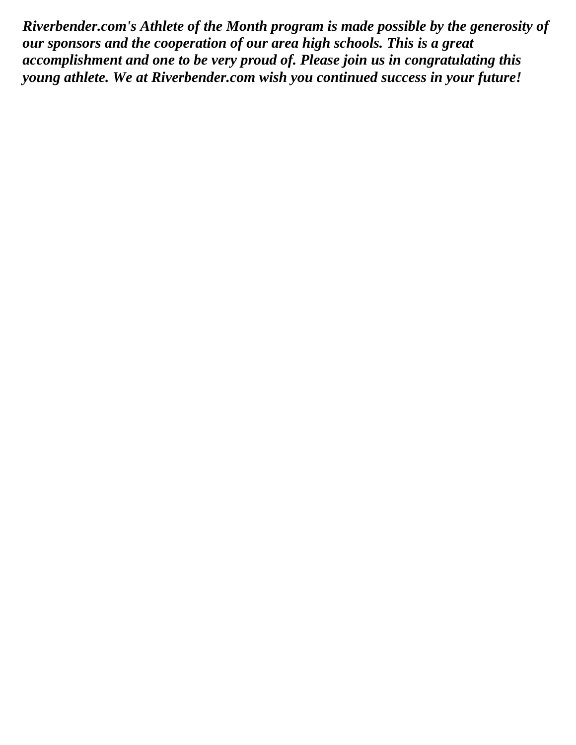***Riverbender.com's Athlete of the Month program is made possible by the generosity of our sponsors and the cooperation of our area high schools. This is a great accomplishment and one to be very proud of. Please join us in congratulating this young athlete. We at Riverbender.com wish you continued success in your future!***